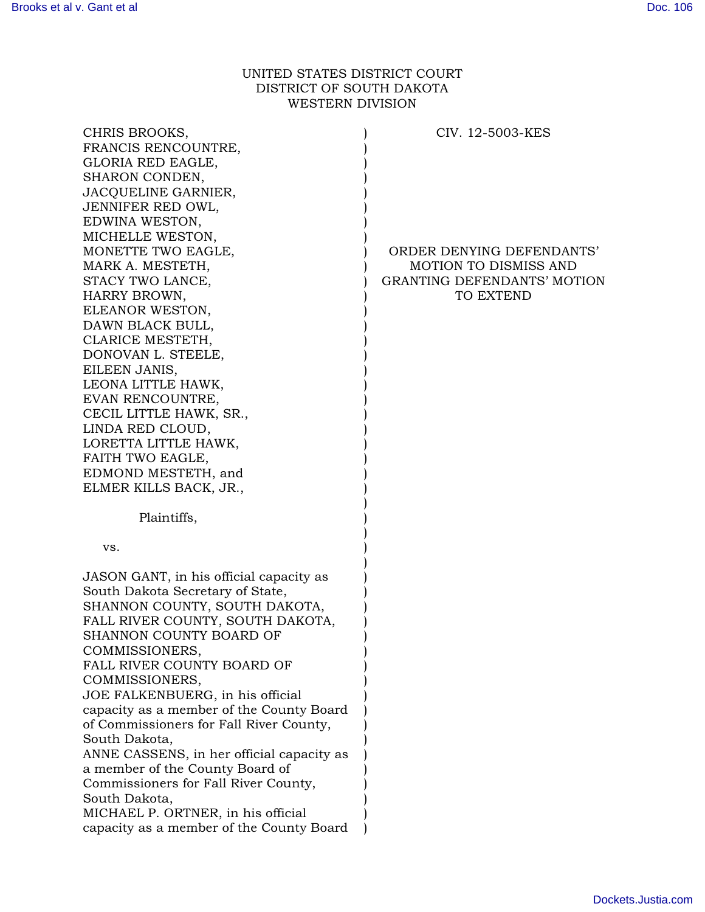UNITED STATES DISTRICT COURT
DISTRICT OF SOUTH DAKOTA
WESTERN DIVISION

CHRIS BROWN,
FRANCIS RENCOUNTRE,
GLORIA RED EAGLE,
SHARON CONDEN,
JACQUELINE GARNIER,
JENNIFER RED OWL,
EDWINA WESTON,
MICHELLE WESTON,
MONETTE TWO EAGLE,
MARK A. MESTETH,
STACY TWO LANCE,
HARRY BROWN,
ELEANOR WESTON,
DAWN BLACK BULL,
CLARICE MESTETH,
DONOVAN L. STEELE,
EILEEN JANIS,
LEONA LITTLE HAWK,
EVAN RENCOUNTRE,
CECIL LITTLE HAWK, SR.,
LINDA RED CLOUD,
LORETTA LITTLE HAWK,
FAITH TWO EAGLE,
EDMOND MESTETH, and
ELMER KILLS BACK, JR.,

Plaintiffs,

vs.

JASON GANT, in his official capacity as South Dakota Secretary of State,
SHANNON COUNTY, SOUTH DAKOTA,
FALL RIVER COUNTY, SOUTH DAKOTA,
SHANNON COUNTY BOARD OF COMMISSIONERS,
FALL RIVER COUNTY BOARD OF COMMISSIONERS,
JOE FALKENBUERG, in his official capacity as a member of the County Board of Commissioners for Fall River County, South Dakota,
ANNE CASSENS, in her official capacity as a member of the County Board of Commissioners for Fall River County, South Dakota,
MICHAEL P. ORTNER, in his official capacity as a member of the County Board

CIV. 12-5003-KES

ORDER DENYING DEFENDANTS' MOTION TO DISMISS AND GRANTING DEFENDANTS' MOTION TO EXTEND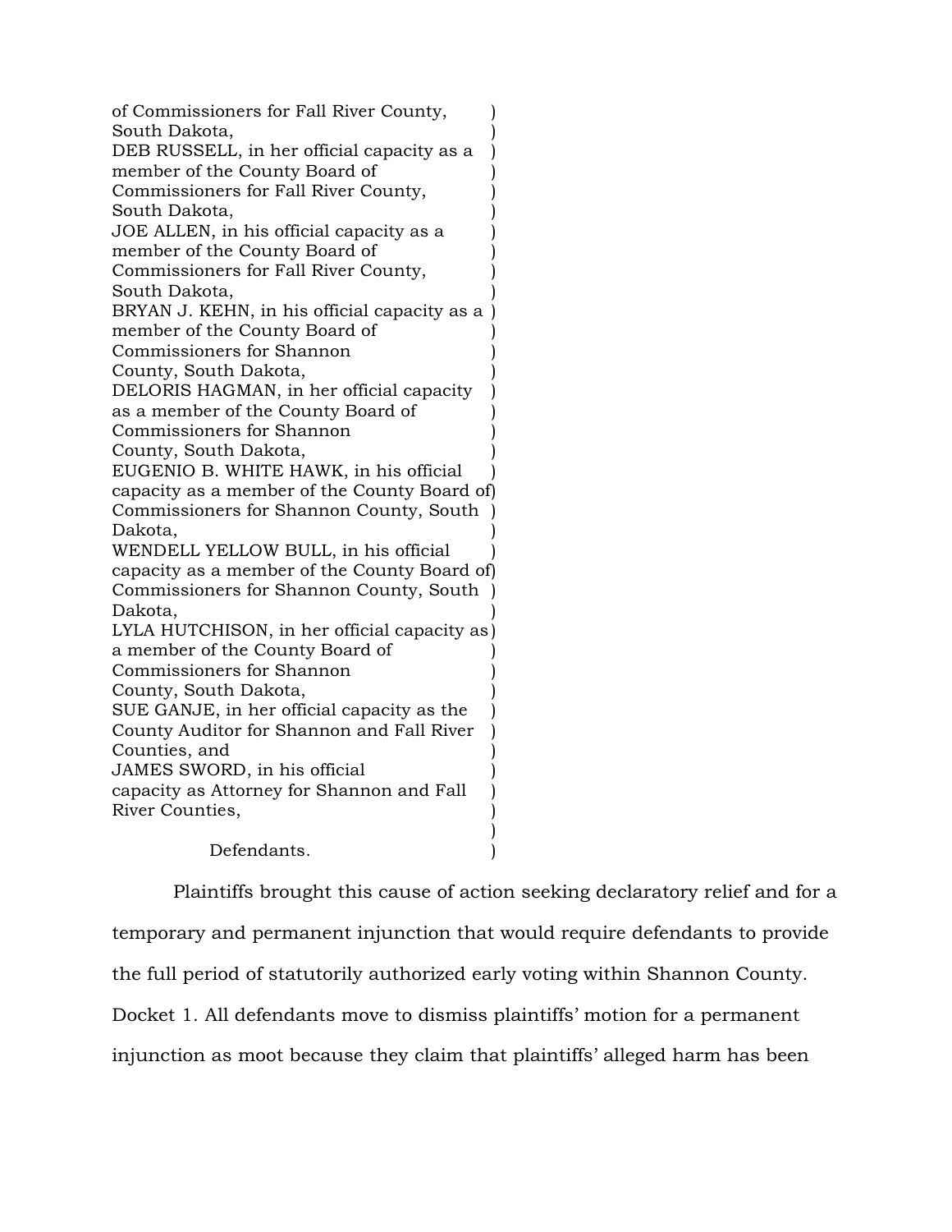of Commissioners for Fall River County, South Dakota,
DEB RUSSELL, in her official capacity as a member of the County Board of Commissioners for Fall River County, South Dakota,
JOE ALLEN, in his official capacity as a member of the County Board of Commissioners for Fall River County, South Dakota,
BRYAN J. KEHN, in his official capacity as a member of the County Board of Commissioners for Shannon County, South Dakota,
DELORIS HAGMAN, in her official capacity as a member of the County Board of Commissioners for Shannon County, South Dakota,
EUGENIO B. WHITE HAWK, in his official capacity as a member of the County Board of Commissioners for Shannon County, South Dakota,
WENDELL YELLOW BULL, in his official capacity as a member of the County Board of Commissioners for Shannon County, South Dakota,
LYLA HUTCHISON, in her official capacity as a member of the County Board of Commissioners for Shannon County, South Dakota,
SUE GANJE, in her official capacity as the County Auditor for Shannon and Fall River Counties, and
JAMES SWORD, in his official capacity as Attorney for Shannon and Fall River Counties,

Defendants.

Plaintiffs brought this cause of action seeking declaratory relief and for a temporary and permanent injunction that would require defendants to provide the full period of statutorily authorized early voting within Shannon County. Docket 1. All defendants move to dismiss plaintiffs' motion for a permanent injunction as moot because they claim that plaintiffs' alleged harm has been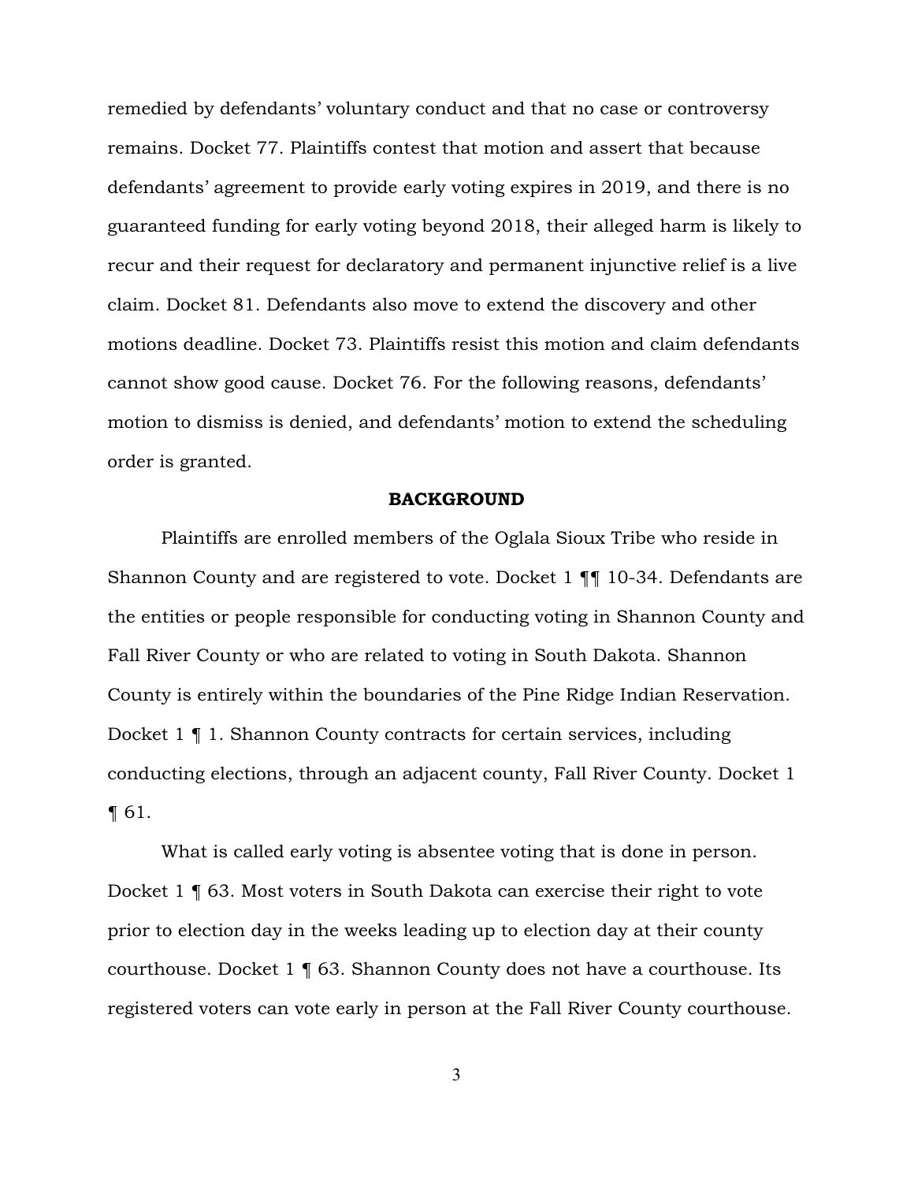remedied by defendants' voluntary conduct and that no case or controversy remains. Docket 77. Plaintiffs contest that motion and assert that because defendants' agreement to provide early voting expires in 2019, and there is no guaranteed funding for early voting beyond 2018, their alleged harm is likely to recur and their request for declaratory and permanent injunctive relief is a live claim. Docket 81. Defendants also move to extend the discovery and other motions deadline. Docket 73. Plaintiffs resist this motion and claim defendants cannot show good cause. Docket 76. For the following reasons, defendants' motion to dismiss is denied, and defendants' motion to extend the scheduling order is granted.

## BACKGROUND

Plaintiffs are enrolled members of the Oglala Sioux Tribe who reside in Shannon County and are registered to vote. Docket 1 ¶¶ 10-34. Defendants are the entities or people responsible for conducting voting in Shannon County and Fall River County or who are related to voting in South Dakota. Shannon County is entirely within the boundaries of the Pine Ridge Indian Reservation. Docket 1 ¶ 1. Shannon County contracts for certain services, including conducting elections, through an adjacent county, Fall River County. Docket 1 ¶ 61.

What is called early voting is absentee voting that is done in person. Docket 1 ¶ 63. Most voters in South Dakota can exercise their right to vote prior to election day in the weeks leading up to election day at their county courthouse. Docket 1 ¶ 63. Shannon County does not have a courthouse. Its registered voters can vote early in person at the Fall River County courthouse.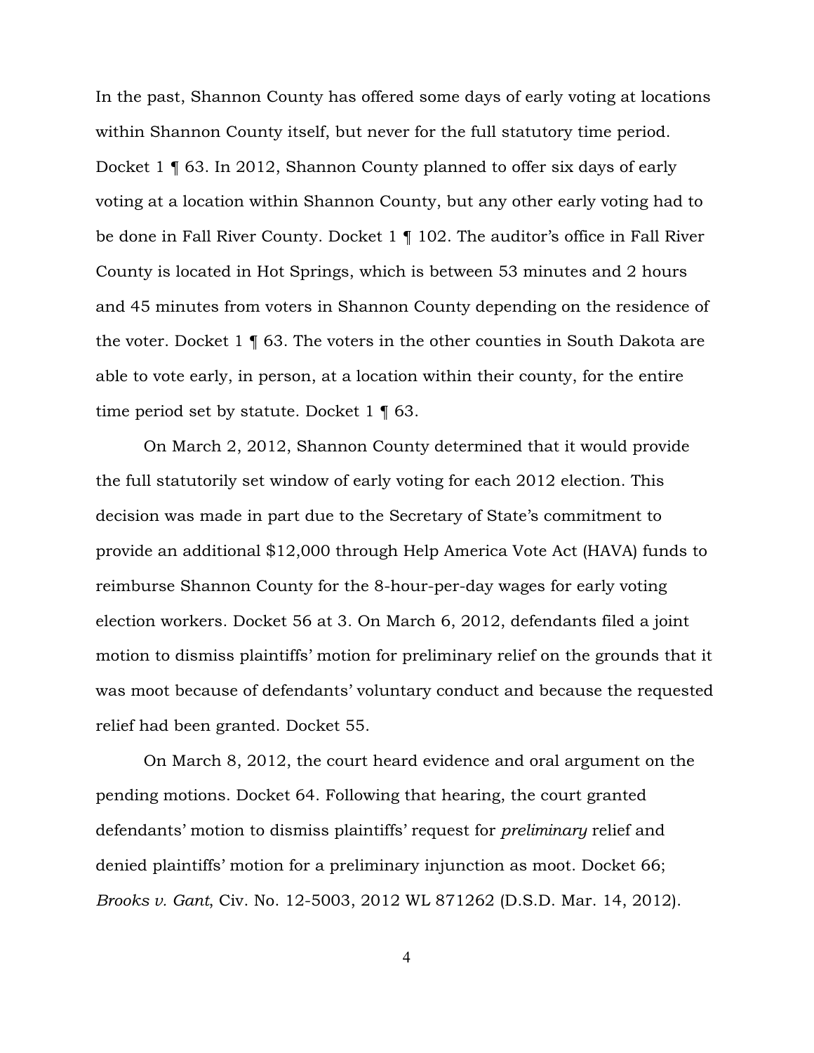In the past, Shannon County has offered some days of early voting at locations within Shannon County itself, but never for the full statutory time period. Docket 1 ¶ 63. In 2012, Shannon County planned to offer six days of early voting at a location within Shannon County, but any other early voting had to be done in Fall River County. Docket 1 ¶ 102. The auditor's office in Fall River County is located in Hot Springs, which is between 53 minutes and 2 hours and 45 minutes from voters in Shannon County depending on the residence of the voter. Docket 1 ¶ 63. The voters in the other counties in South Dakota are able to vote early, in person, at a location within their county, for the entire time period set by statute. Docket 1 ¶ 63.

On March 2, 2012, Shannon County determined that it would provide the full statutorily set window of early voting for each 2012 election. This decision was made in part due to the Secretary of State's commitment to provide an additional $12,000 through Help America Vote Act (HAVA) funds to reimburse Shannon County for the 8-hour-per-day wages for early voting election workers. Docket 56 at 3. On March 6, 2012, defendants filed a joint motion to dismiss plaintiffs' motion for preliminary relief on the grounds that it was moot because of defendants' voluntary conduct and because the requested relief had been granted. Docket 55.

On March 8, 2012, the court heard evidence and oral argument on the pending motions. Docket 64. Following that hearing, the court granted defendants' motion to dismiss plaintiffs' request for *preliminary* relief and denied plaintiffs' motion for a preliminary injunction as moot. Docket 66; *Brooks v. Gant*, Civ. No. 12-5003, 2012 WL 871262 (D.S.D. Mar. 14, 2012).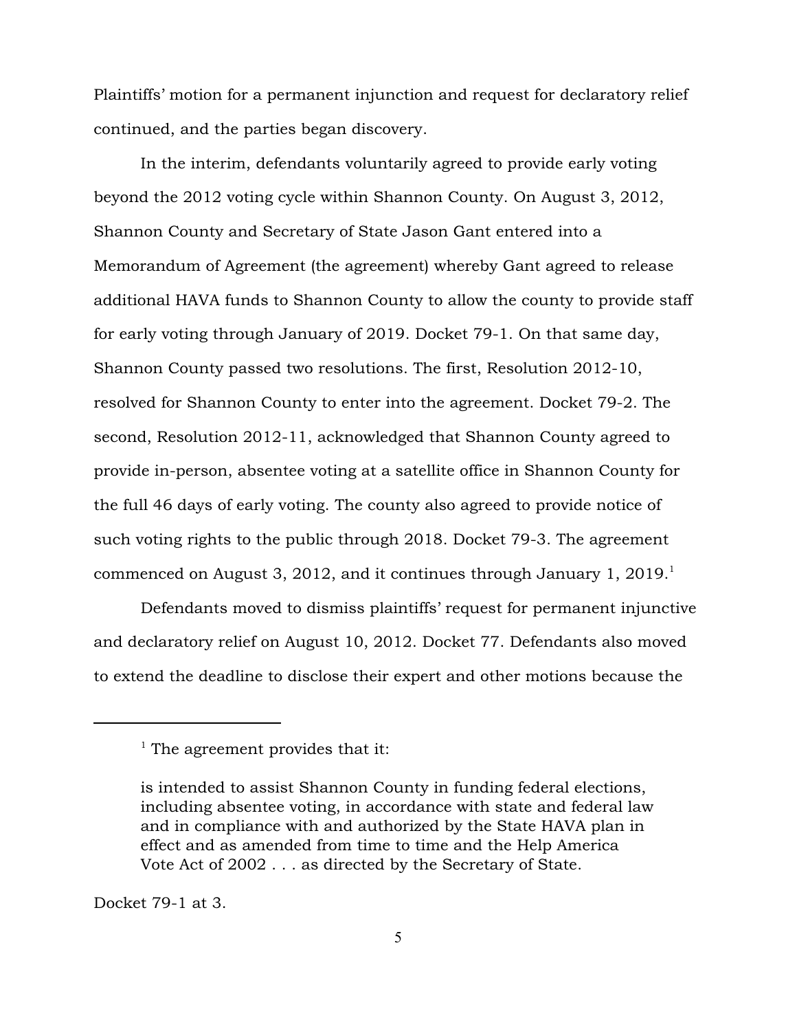Plaintiffs' motion for a permanent injunction and request for declaratory relief continued, and the parties began discovery.

In the interim, defendants voluntarily agreed to provide early voting beyond the 2012 voting cycle within Shannon County. On August 3, 2012, Shannon County and Secretary of State Jason Gant entered into a Memorandum of Agreement (the agreement) whereby Gant agreed to release additional HAVA funds to Shannon County to allow the county to provide staff for early voting through January of 2019. Docket 79-1. On that same day, Shannon County passed two resolutions. The first, Resolution 2012-10, resolved for Shannon County to enter into the agreement. Docket 79-2. The second, Resolution 2012-11, acknowledged that Shannon County agreed to provide in-person, absentee voting at a satellite office in Shannon County for the full 46 days of early voting. The county also agreed to provide notice of such voting rights to the public through 2018. Docket 79-3. The agreement commenced on August 3, 2012, and it continues through January 1, 2019.[1]

Defendants moved to dismiss plaintiffs' request for permanent injunctive and declaratory relief on August 10, 2012. Docket 77. Defendants also moved to extend the deadline to disclose their expert and other motions because the

---

[1] The agreement provides that it:

> is intended to assist Shannon County in funding federal elections, including absentee voting, in accordance with state and federal law and in compliance with and authorized by the State HAVA plan in effect and as amended from time to time and the Help America Vote Act of 2002 . . . as directed by the Secretary of State.

Docket 79-1 at 3.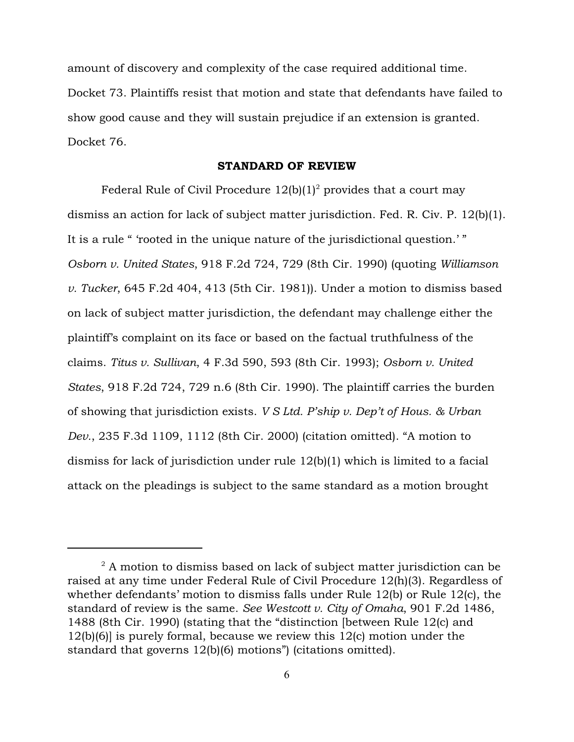amount of discovery and complexity of the case required additional time. Docket 73. Plaintiffs resist that motion and state that defendants have failed to show good cause and they will sustain prejudice if an extension is granted. Docket 76.

## STANDARD OF REVIEW

Federal Rule of Civil Procedure 12(b)(1)[2] provides that a court may dismiss an action for lack of subject matter jurisdiction. Fed. R. Civ. P. 12(b)(1). It is a rule " 'rooted in the unique nature of the jurisdictional question.' " *Osborn v. United States*, 918 F.2d 724, 729 (8th Cir. 1990) (quoting *Williamson v. Tucker*, 645 F.2d 404, 413 (5th Cir. 1981)). Under a motion to dismiss based on lack of subject matter jurisdiction, the defendant may challenge either the plaintiff's complaint on its face or based on the factual truthfulness of the claims. *Titus v. Sullivan*, 4 F.3d 590, 593 (8th Cir. 1993); *Osborn v. United States*, 918 F.2d 724, 729 n.6 (8th Cir. 1990). The plaintiff carries the burden of showing that jurisdiction exists. *V S Ltd. P'ship v. Dep't of Hous. & Urban Dev.*, 235 F.3d 1109, 1112 (8th Cir. 2000) (citation omitted). "A motion to dismiss for lack of jurisdiction under rule 12(b)(1) which is limited to a facial attack on the pleadings is subject to the same standard as a motion brought

---

[2] A motion to dismiss based on lack of subject matter jurisdiction can be raised at any time under Federal Rule of Civil Procedure 12(h)(3). Regardless of whether defendants' motion to dismiss falls under Rule 12(b) or Rule 12(c), the standard of review is the same. *See Westcott v. City of Omaha*, 901 F.2d 1486, 1488 (8th Cir. 1990) (stating that the "distinction [between Rule 12(c) and 12(b)(6)] is purely formal, because we review this 12(c) motion under the standard that governs 12(b)(6) motions") (citations omitted).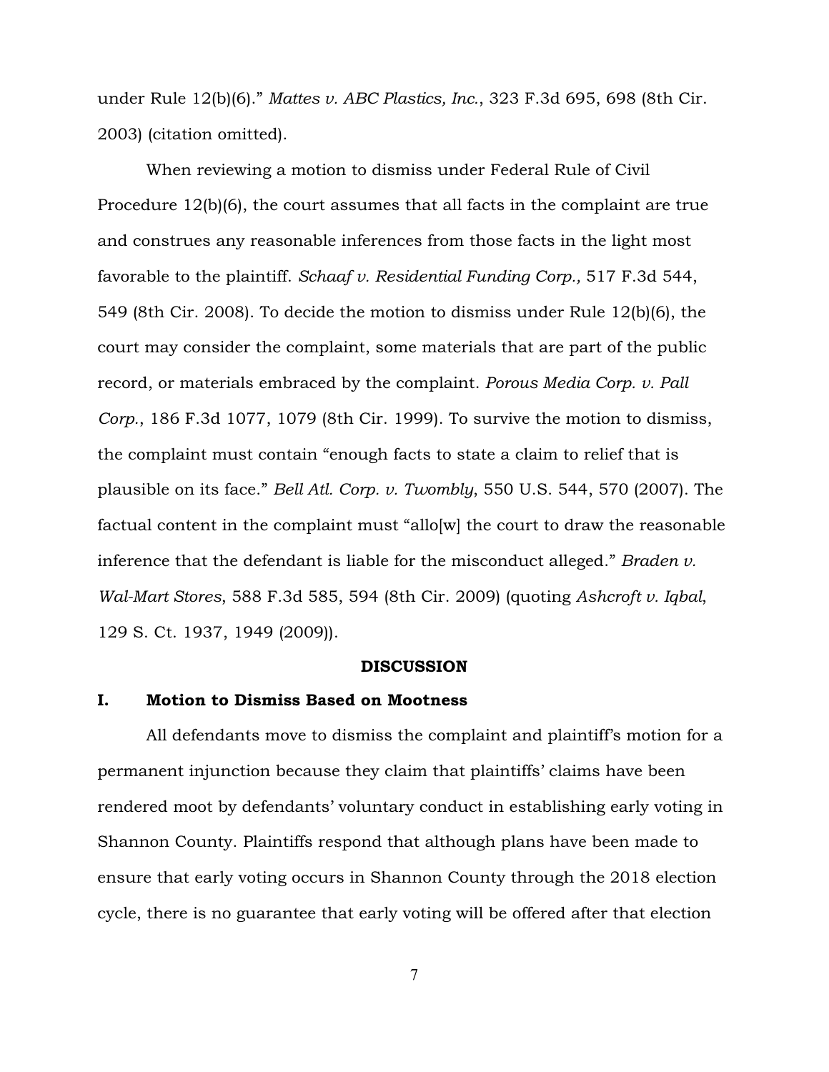under Rule 12(b)(6)." *Mattes v. ABC Plastics, Inc.*, 323 F.3d 695, 698 (8th Cir. 2003) (citation omitted).

When reviewing a motion to dismiss under Federal Rule of Civil Procedure 12(b)(6), the court assumes that all facts in the complaint are true and construes any reasonable inferences from those facts in the light most favorable to the plaintiff. *Schaaf v. Residential Funding Corp.,* 517 F.3d 544, 549 (8th Cir. 2008). To decide the motion to dismiss under Rule 12(b)(6), the court may consider the complaint, some materials that are part of the public record, or materials embraced by the complaint. *Porous Media Corp. v. Pall Corp.*, 186 F.3d 1077, 1079 (8th Cir. 1999). To survive the motion to dismiss, the complaint must contain "enough facts to state a claim to relief that is plausible on its face." *Bell Atl. Corp. v. Twombly*, 550 U.S. 544, 570 (2007). The factual content in the complaint must "allo[w] the court to draw the reasonable inference that the defendant is liable for the misconduct alleged." *Braden v. Wal-Mart Stores*, 588 F.3d 585, 594 (8th Cir. 2009) (quoting *Ashcroft v. Iqbal*, 129 S. Ct. 1937, 1949 (2009)).

## DISCUSSION

### I. Motion to Dismiss Based on Mootness

All defendants move to dismiss the complaint and plaintiff's motion for a permanent injunction because they claim that plaintiffs' claims have been rendered moot by defendants' voluntary conduct in establishing early voting in Shannon County. Plaintiffs respond that although plans have been made to ensure that early voting occurs in Shannon County through the 2018 election cycle, there is no guarantee that early voting will be offered after that election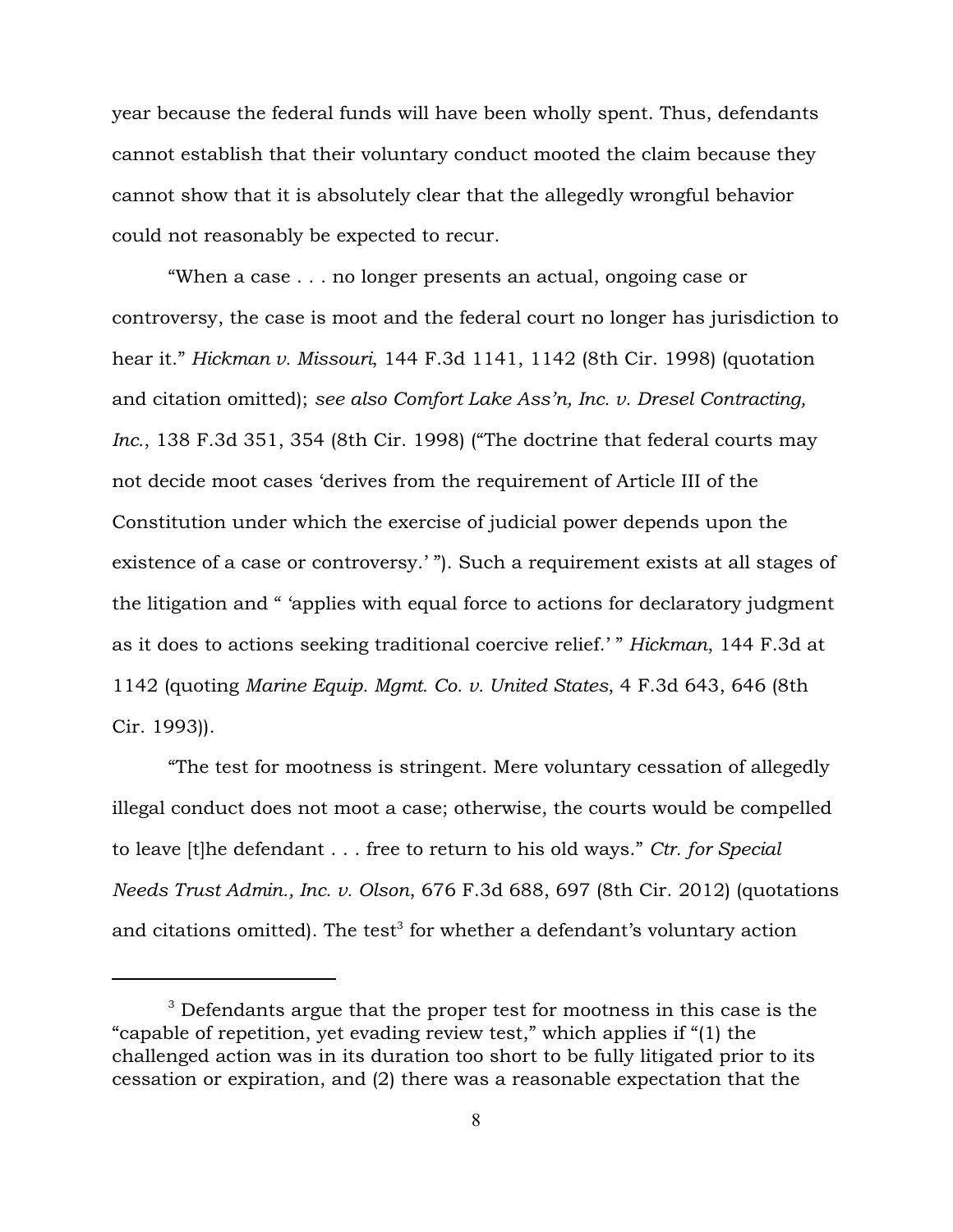year because the federal funds will have been wholly spent. Thus, defendants cannot establish that their voluntary conduct mooted the claim because they cannot show that it is absolutely clear that the allegedly wrongful behavior could not reasonably be expected to recur.

"When a case . . . no longer presents an actual, ongoing case or controversy, the case is moot and the federal court no longer has jurisdiction to hear it." *Hickman v. Missouri*, 144 F.3d 1141, 1142 (8th Cir. 1998) (quotation and citation omitted); *see also Comfort Lake Ass'n, Inc. v. Dresel Contracting, Inc.*, 138 F.3d 351, 354 (8th Cir. 1998) ("The doctrine that federal courts may not decide moot cases 'derives from the requirement of Article III of the Constitution under which the exercise of judicial power depends upon the existence of a case or controversy.' "). Such a requirement exists at all stages of the litigation and " 'applies with equal force to actions for declaratory judgment as it does to actions seeking traditional coercive relief.' " *Hickman*, 144 F.3d at 1142 (quoting *Marine Equip. Mgmt. Co. v. United States*, 4 F.3d 643, 646 (8th Cir. 1993)).

"The test for mootness is stringent. Mere voluntary cessation of allegedly illegal conduct does not moot a case; otherwise, the courts would be compelled to leave [t]he defendant . . . free to return to his old ways." *Ctr. for Special Needs Trust Admin., Inc. v. Olson*, 676 F.3d 688, 697 (8th Cir. 2012) (quotations and citations omitted). The test[3] for whether a defendant's voluntary action

---

[3] Defendants argue that the proper test for mootness in this case is the "capable of repetition, yet evading review test," which applies if "(1) the challenged action was in its duration too short to be fully litigated prior to its cessation or expiration, and (2) there was a reasonable expectation that the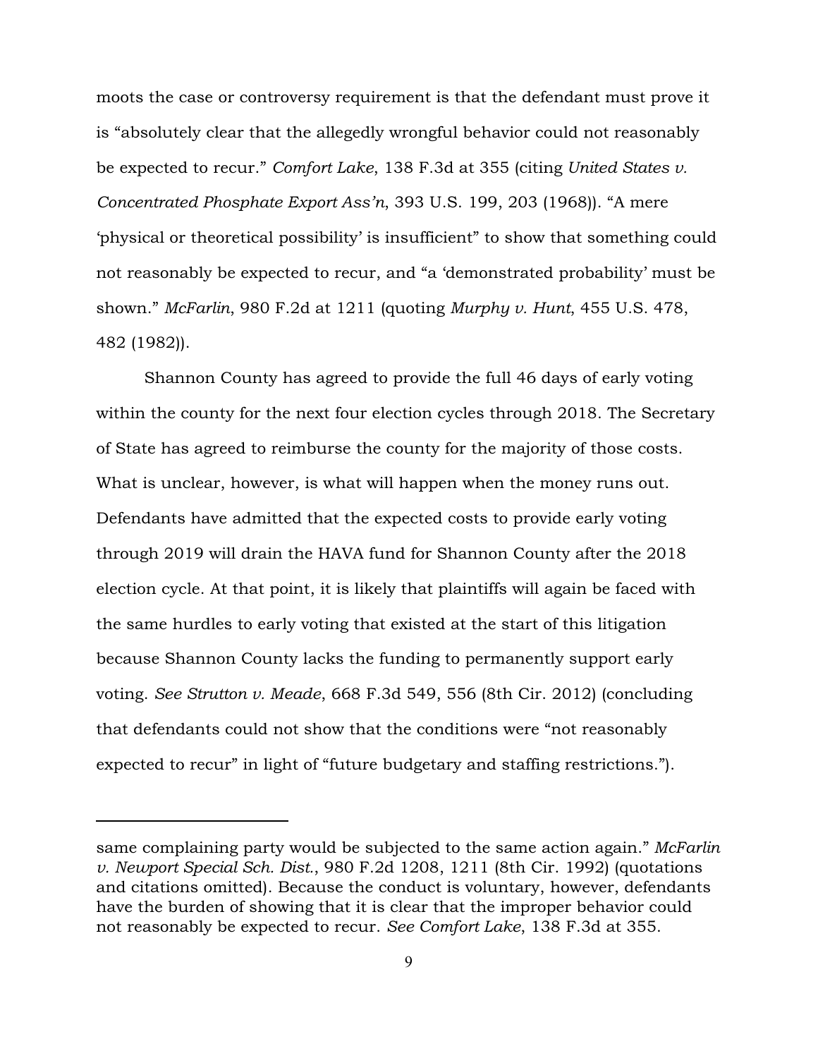moots the case or controversy requirement is that the defendant must prove it is "absolutely clear that the allegedly wrongful behavior could not reasonably be expected to recur." *Comfort Lake*, 138 F.3d at 355 (citing *United States v. Concentrated Phosphate Export Ass'n*, 393 U.S. 199, 203 (1968)). "A mere 'physical or theoretical possibility' is insufficient" to show that something could not reasonably be expected to recur, and "a 'demonstrated probability' must be shown." *McFarlin*, 980 F.2d at 1211 (quoting *Murphy v. Hunt*, 455 U.S. 478, 482 (1982)).

Shannon County has agreed to provide the full 46 days of early voting within the county for the next four election cycles through 2018. The Secretary of State has agreed to reimburse the county for the majority of those costs. What is unclear, however, is what will happen when the money runs out. Defendants have admitted that the expected costs to provide early voting through 2019 will drain the HAVA fund for Shannon County after the 2018 election cycle. At that point, it is likely that plaintiffs will again be faced with the same hurdles to early voting that existed at the start of this litigation because Shannon County lacks the funding to permanently support early voting. *See Strutton v. Meade*, 668 F.3d 549, 556 (8th Cir. 2012) (concluding that defendants could not show that the conditions were "not reasonably expected to recur" in light of "future budgetary and staffing restrictions.").

---

same complaining party would be subjected to the same action again." *McFarlin v. Newport Special Sch. Dist.*, 980 F.2d 1208, 1211 (8th Cir. 1992) (quotations and citations omitted). Because the conduct is voluntary, however, defendants have the burden of showing that it is clear that the improper behavior could not reasonably be expected to recur. *See Comfort Lake*, 138 F.3d at 355.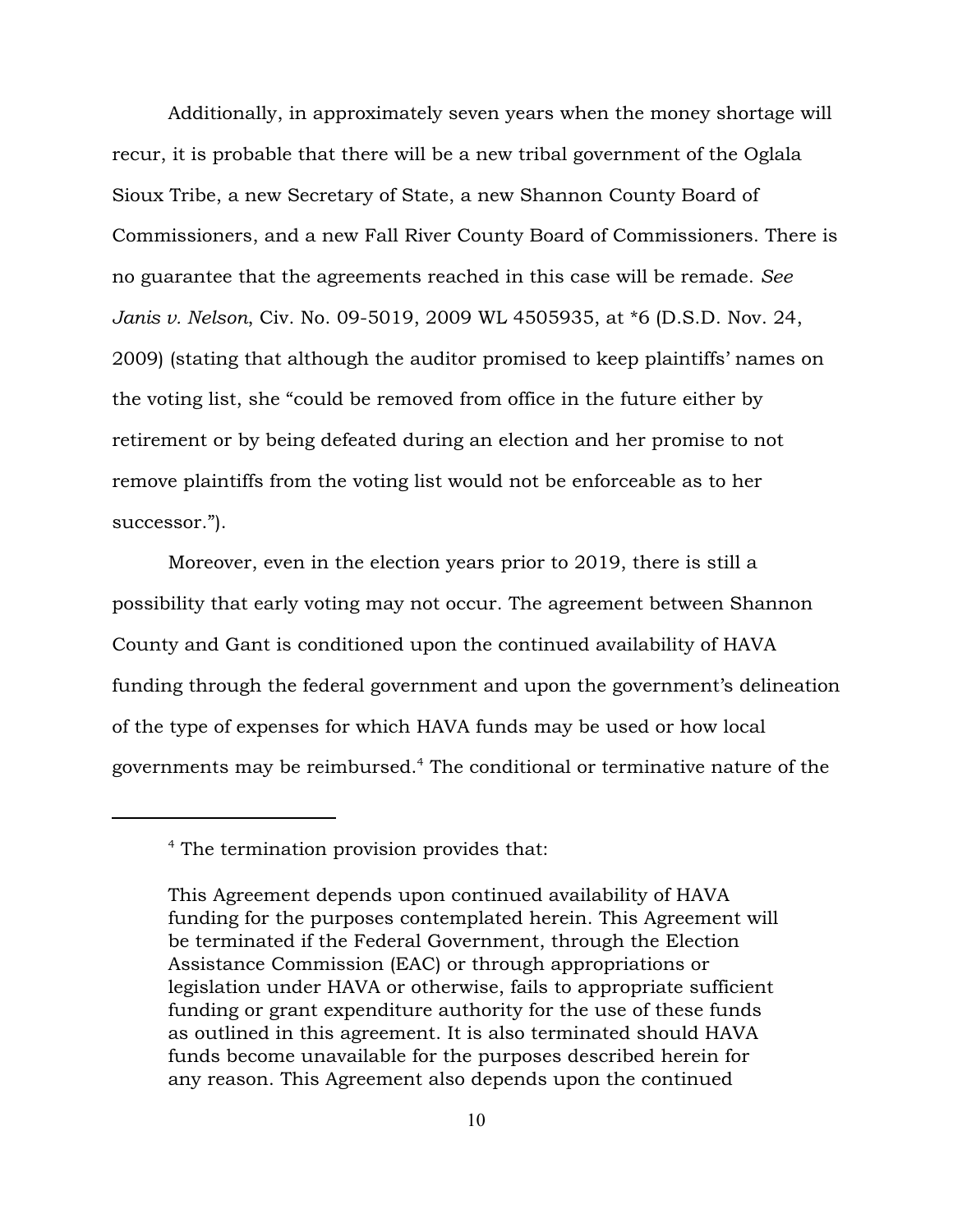Additionally, in approximately seven years when the money shortage will recur, it is probable that there will be a new tribal government of the Oglala Sioux Tribe, a new Secretary of State, a new Shannon County Board of Commissioners, and a new Fall River County Board of Commissioners. There is no guarantee that the agreements reached in this case will be remade. *See Janis v. Nelson*, Civ. No. 09-5019, 2009 WL 4505935, at *6 (D.S.D. Nov. 24, 2009) (stating that although the auditor promised to keep plaintiffs' names on the voting list, she "could be removed from office in the future either by retirement or by being defeated during an election and her promise to not remove plaintiffs from the voting list would not be enforceable as to her successor.").

Moreover, even in the election years prior to 2019, there is still a possibility that early voting may not occur. The agreement between Shannon County and Gant is conditioned upon the continued availability of HAVA funding through the federal government and upon the government's delineation of the type of expenses for which HAVA funds may be used or how local governments may be reimbursed.[4] The conditional or terminative nature of the

---

[4] The termination provision provides that:

> This Agreement depends upon continued availability of HAVA funding for the purposes contemplated herein. This Agreement will be terminated if the Federal Government, through the Election Assistance Commission (EAC) or through appropriations or legislation under HAVA or otherwise, fails to appropriate sufficient funding or grant expenditure authority for the use of these funds as outlined in this agreement. It is also terminated should HAVA funds become unavailable for the purposes described herein for any reason. This Agreement also depends upon the continued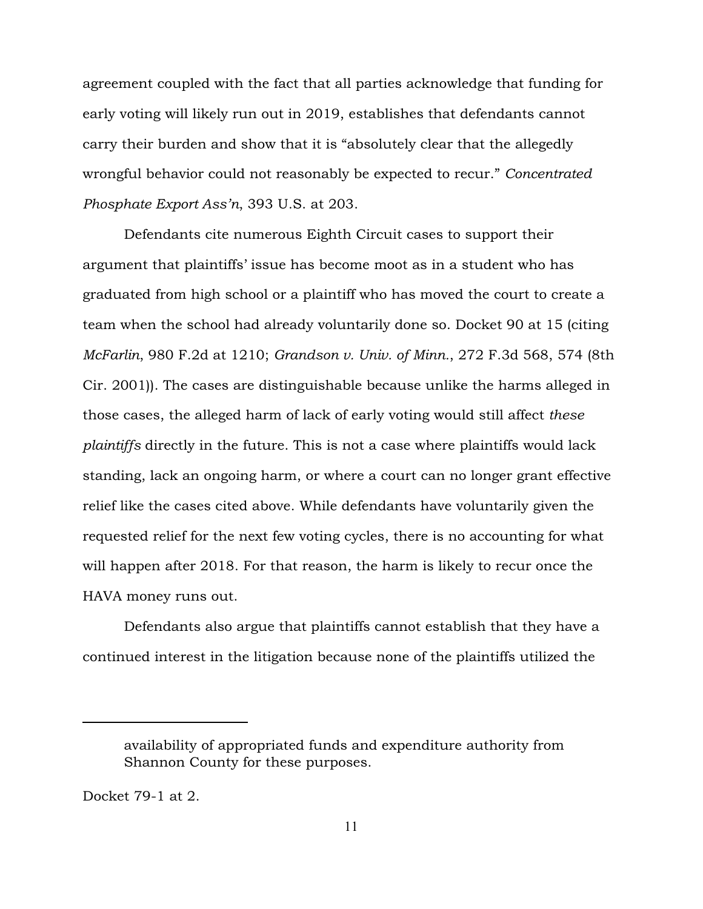agreement coupled with the fact that all parties acknowledge that funding for early voting will likely run out in 2019, establishes that defendants cannot carry their burden and show that it is "absolutely clear that the allegedly wrongful behavior could not reasonably be expected to recur." *Concentrated Phosphate Export Ass'n*, 393 U.S. at 203.

Defendants cite numerous Eighth Circuit cases to support their argument that plaintiffs' issue has become moot as in a student who has graduated from high school or a plaintiff who has moved the court to create a team when the school had already voluntarily done so. Docket 90 at 15 (citing *McFarlin*, 980 F.2d at 1210; *Grandson v. Univ. of Minn.*, 272 F.3d 568, 574 (8th Cir. 2001)). The cases are distinguishable because unlike the harms alleged in those cases, the alleged harm of lack of early voting would still affect *these plaintiffs* directly in the future. This is not a case where plaintiffs would lack standing, lack an ongoing harm, or where a court can no longer grant effective relief like the cases cited above. While defendants have voluntarily given the requested relief for the next few voting cycles, there is no accounting for what will happen after 2018. For that reason, the harm is likely to recur once the HAVA money runs out.

Defendants also argue that plaintiffs cannot establish that they have a continued interest in the litigation because none of the plaintiffs utilized the

---

> availability of appropriated funds and expenditure authority from Shannon County for these purposes.

Docket 79-1 at 2.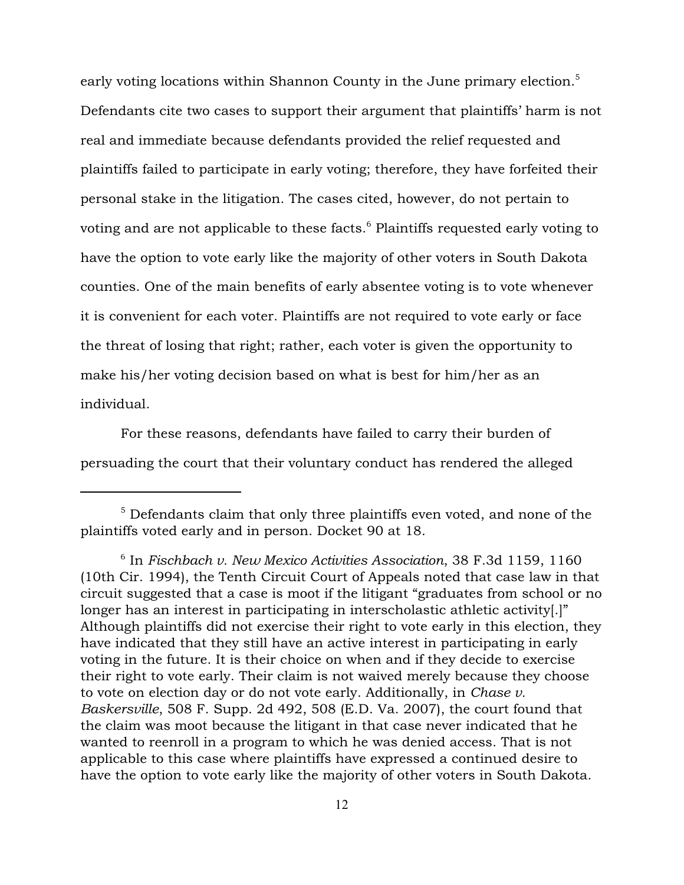early voting locations within Shannon County in the June primary election.[5] Defendants cite two cases to support their argument that plaintiffs' harm is not real and immediate because defendants provided the relief requested and plaintiffs failed to participate in early voting; therefore, they have forfeited their personal stake in the litigation. The cases cited, however, do not pertain to voting and are not applicable to these facts.[6] Plaintiffs requested early voting to have the option to vote early like the majority of other voters in South Dakota counties. One of the main benefits of early absentee voting is to vote whenever it is convenient for each voter. Plaintiffs are not required to vote early or face the threat of losing that right; rather, each voter is given the opportunity to make his/her voting decision based on what is best for him/her as an individual.

For these reasons, defendants have failed to carry their burden of persuading the court that their voluntary conduct has rendered the alleged

---

[5] Defendants claim that only three plaintiffs even voted, and none of the plaintiffs voted early and in person. Docket 90 at 18.

[6] In *Fischbach v. New Mexico Activities Association*, 38 F.3d 1159, 1160 (10th Cir. 1994), the Tenth Circuit Court of Appeals noted that case law in that circuit suggested that a case is moot if the litigant "graduates from school or no longer has an interest in participating in interscholastic athletic activity[.]" Although plaintiffs did not exercise their right to vote early in this election, they have indicated that they still have an active interest in participating in early voting in the future. It is their choice on when and if they decide to exercise their right to vote early. Their claim is not waived merely because they choose to vote on election day or do not vote early. Additionally, in *Chase v. Baskersville*, 508 F. Supp. 2d 492, 508 (E.D. Va. 2007), the court found that the claim was moot because the litigant in that case never indicated that he wanted to reenroll in a program to which he was denied access. That is not applicable to this case where plaintiffs have expressed a continued desire to have the option to vote early like the majority of other voters in South Dakota.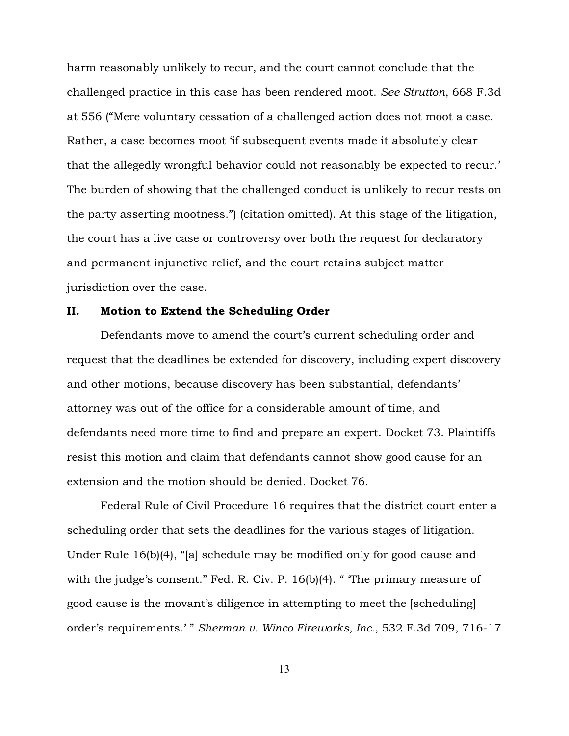harm reasonably unlikely to recur, and the court cannot conclude that the challenged practice in this case has been rendered moot. *See Strutton*, 668 F.3d at 556 ("Mere voluntary cessation of a challenged action does not moot a case. Rather, a case becomes moot 'if subsequent events made it absolutely clear that the allegedly wrongful behavior could not reasonably be expected to recur.' The burden of showing that the challenged conduct is unlikely to recur rests on the party asserting mootness.") (citation omitted). At this stage of the litigation, the court has a live case or controversy over both the request for declaratory and permanent injunctive relief, and the court retains subject matter jurisdiction over the case.

## II. Motion to Extend the Scheduling Order

Defendants move to amend the court's current scheduling order and request that the deadlines be extended for discovery, including expert discovery and other motions, because discovery has been substantial, defendants' attorney was out of the office for a considerable amount of time, and defendants need more time to find and prepare an expert. Docket 73. Plaintiffs resist this motion and claim that defendants cannot show good cause for an extension and the motion should be denied. Docket 76.

Federal Rule of Civil Procedure 16 requires that the district court enter a scheduling order that sets the deadlines for the various stages of litigation. Under Rule 16(b)(4), "[a] schedule may be modified only for good cause and with the judge's consent." Fed. R. Civ. P. 16(b)(4). " 'The primary measure of good cause is the movant's diligence in attempting to meet the [scheduling] order's requirements.' " *Sherman v. Winco Fireworks, Inc.*, 532 F.3d 709, 716-17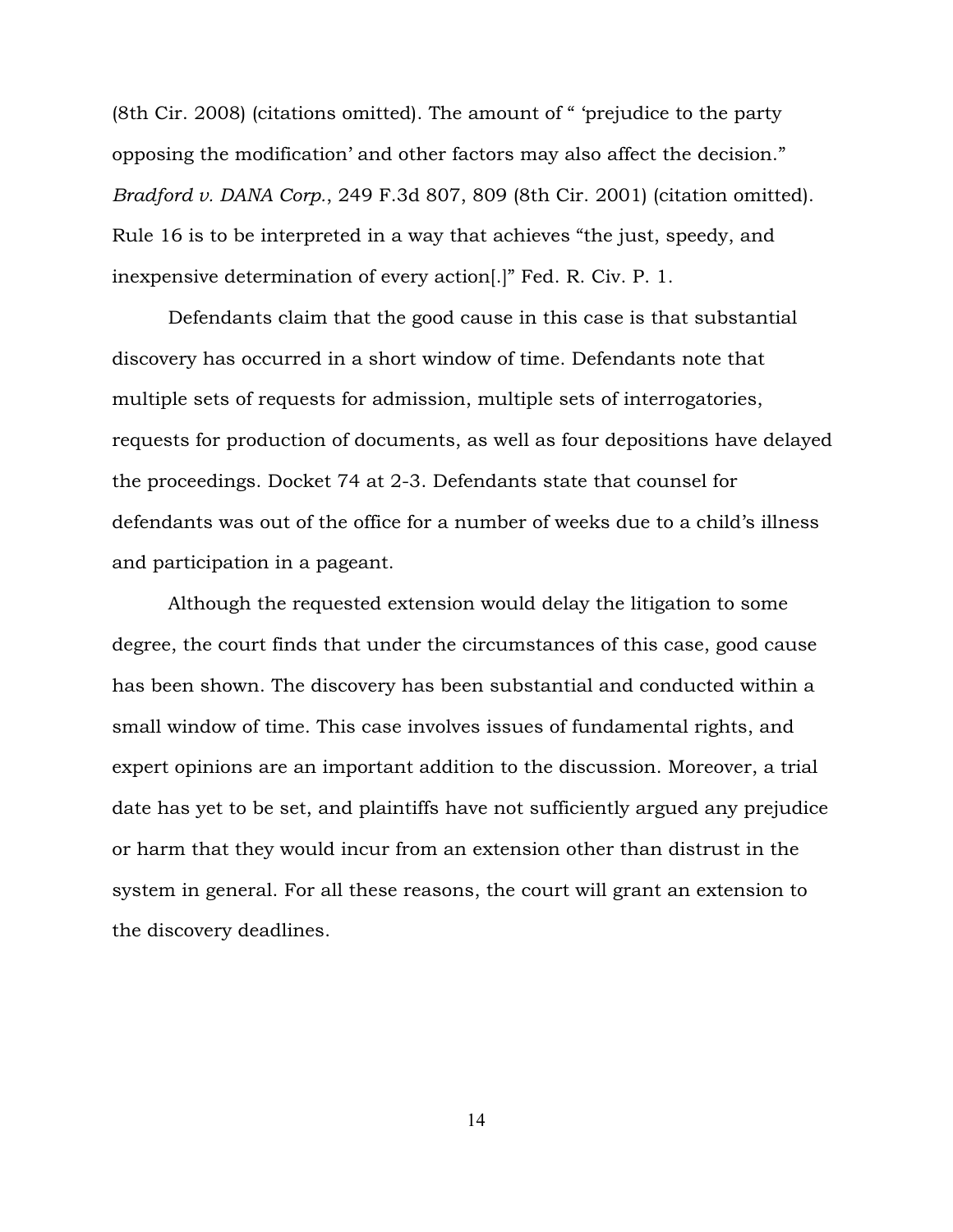(8th Cir. 2008) (citations omitted). The amount of " 'prejudice to the party opposing the modification' and other factors may also affect the decision." *Bradford v. DANA Corp.*, 249 F.3d 807, 809 (8th Cir. 2001) (citation omitted). Rule 16 is to be interpreted in a way that achieves "the just, speedy, and inexpensive determination of every action[.]" Fed. R. Civ. P. 1.

Defendants claim that the good cause in this case is that substantial discovery has occurred in a short window of time. Defendants note that multiple sets of requests for admission, multiple sets of interrogatories, requests for production of documents, as well as four depositions have delayed the proceedings. Docket 74 at 2-3. Defendants state that counsel for defendants was out of the office for a number of weeks due to a child's illness and participation in a pageant.

Although the requested extension would delay the litigation to some degree, the court finds that under the circumstances of this case, good cause has been shown. The discovery has been substantial and conducted within a small window of time. This case involves issues of fundamental rights, and expert opinions are an important addition to the discussion. Moreover, a trial date has yet to be set, and plaintiffs have not sufficiently argued any prejudice or harm that they would incur from an extension other than distrust in the system in general. For all these reasons, the court will grant an extension to the discovery deadlines.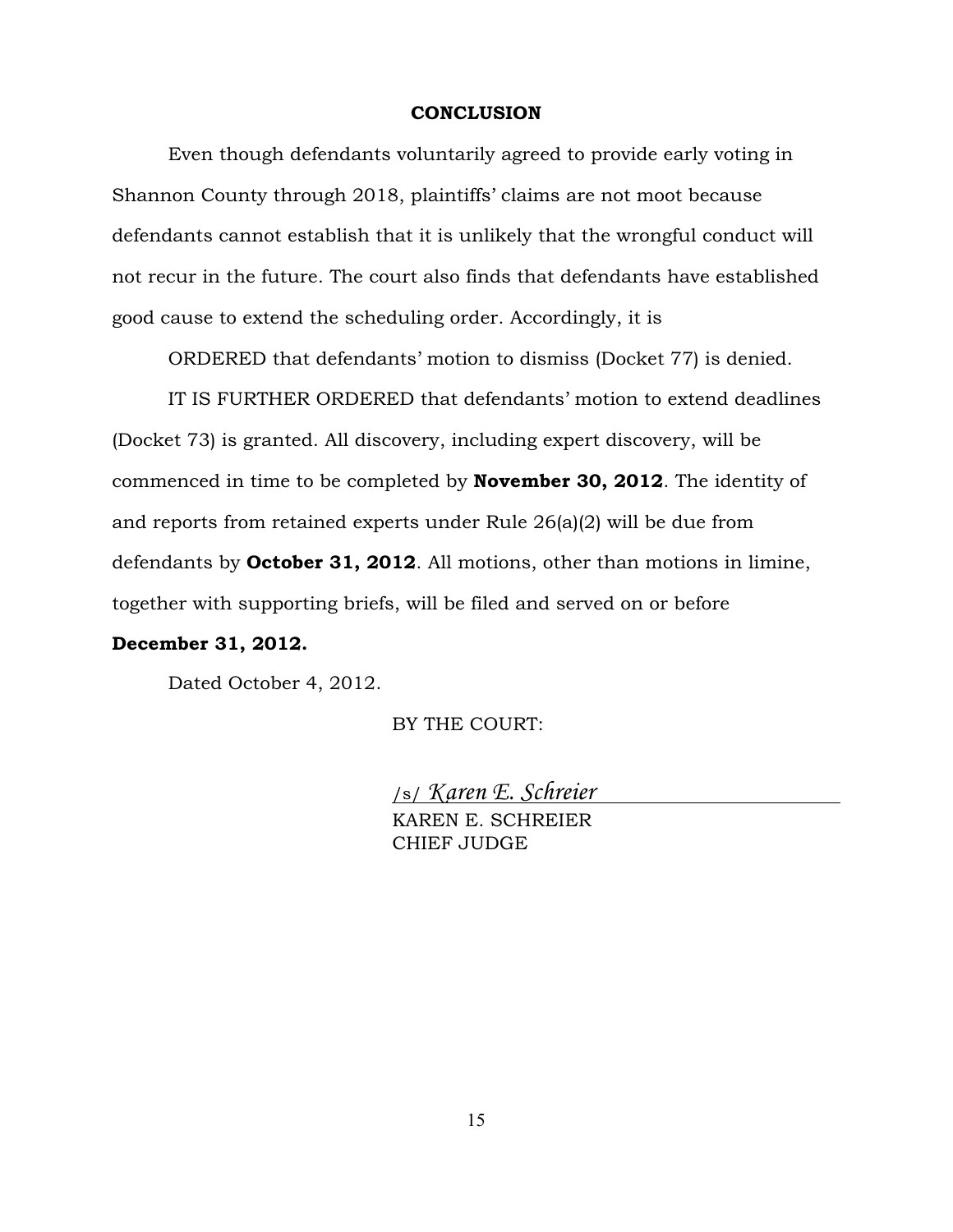## CONCLUSION

Even though defendants voluntarily agreed to provide early voting in Shannon County through 2018, plaintiffs' claims are not moot because defendants cannot establish that it is unlikely that the wrongful conduct will not recur in the future. The court also finds that defendants have established good cause to extend the scheduling order. Accordingly, it is

ORDERED that defendants' motion to dismiss (Docket 77) is denied.

IT IS FURTHER ORDERED that defendants' motion to extend deadlines (Docket 73) is granted. All discovery, including expert discovery, will be commenced in time to be completed by **November 30, 2012**. The identity of and reports from retained experts under Rule 26(a)(2) will be due from defendants by **October 31, 2012**. All motions, other than motions in limine, together with supporting briefs, will be filed and served on or before **December 31, 2012.**

Dated October 4, 2012.

BY THE COURT:

/s/ *Karen E. Schreier*
KAREN E. SCHREIER
CHIEF JUDGE